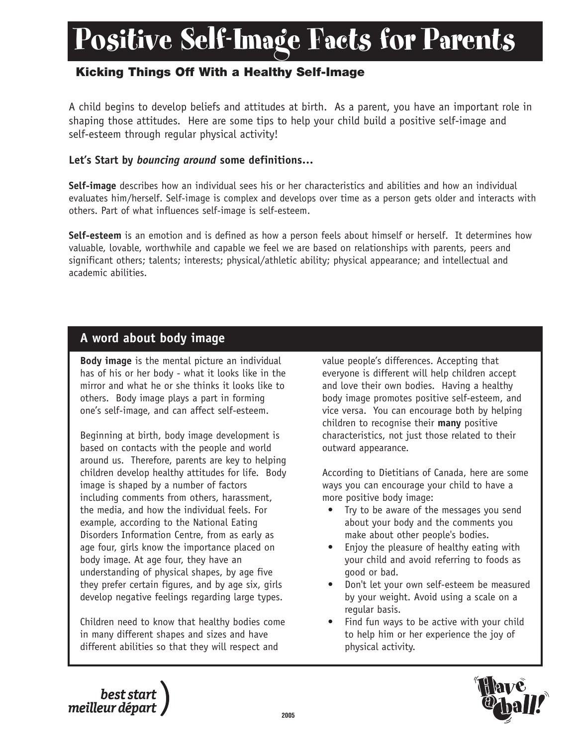# Positive Self-Image Facts for Parents

## Kicking Things Off With a Healthy Self-Image

A child begins to develop beliefs and attitudes at birth. As a parent, you have an important role in shaping those attitudes. Here are some tips to help your child build a positive self-image and self-esteem through regular physical activity!

**Let's Start by *bouncing around* some definitions…**

**Self-image** describes how an individual sees his or her characteristics and abilities and how an individual evaluates him/herself. Self-image is complex and develops over time as a person gets older and interacts with others. Part of what influences self-image is self-esteem.

**Self-esteem** is an emotion and is defined as how a person feels about himself or herself. It determines how valuable, lovable, worthwhile and capable we feel we are based on relationships with parents, peers and significant others; talents; interests; physical/athletic ability; physical appearance; and intellectual and academic abilities.

## A word about body image

**Body image** is the mental picture an individual has of his or her body - what it looks like in the mirror and what he or she thinks it looks like to others. Body image plays a part in forming one's self-image, and can affect self-esteem.

Beginning at birth, body image development is based on contacts with the people and world around us. Therefore, parents are key to helping children develop healthy attitudes for life. Body image is shaped by a number of factors including comments from others, harassment, the media, and how the individual feels. For example, according to the National Eating Disorders Information Centre, from as early as age four, girls know the importance placed on body image. At age four, they have an understanding of physical shapes, by age five they prefer certain figures, and by age six, girls develop negative feelings regarding large types.

Children need to know that healthy bodies come in many different shapes and sizes and have different abilities so that they will respect and value people's differences. Accepting that everyone is different will help children accept and love their own bodies. Having a healthy body image promotes positive self-esteem, and vice versa. You can encourage both by helping children to recognise their **many** positive characteristics, not just those related to their outward appearance.

According to Dietitians of Canada, here are some ways you can encourage your child to have a more positive body image:

- Try to be aware of the messages you send about your body and the comments you make about other people's bodies.
- Enjoy the pleasure of healthy eating with your child and avoid referring to foods as good or bad.
- Don't let your own self-esteem be measured by your weight. Avoid using a scale on a regular basis.
- Find fun ways to be active with your child to help him or her experience the joy of physical activity.

best start meilleur départ

2005

Have a ball!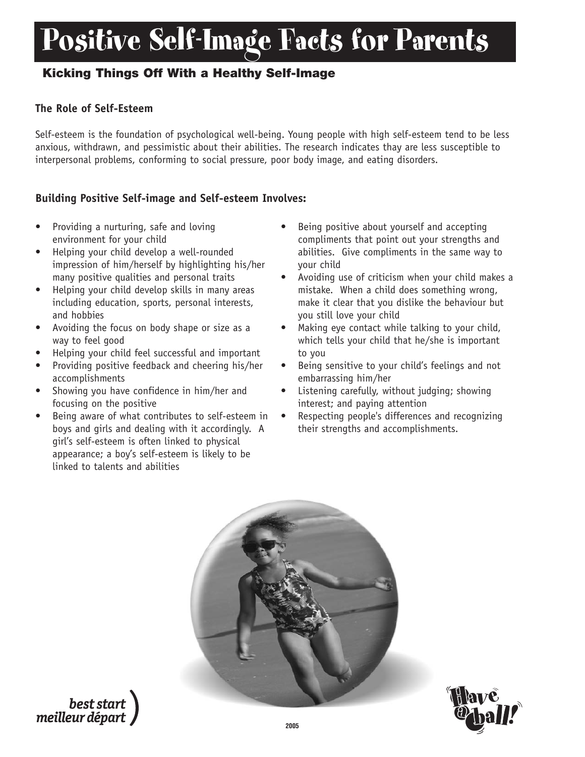# Positive Self-Image Facts for Parents

## Kicking Things Off With a Healthy Self-Image

### The Role of Self-Esteem

Self-esteem is the foundation of psychological well-being. Young people with high self-esteem tend to be less anxious, withdrawn, and pessimistic about their abilities. The research indicates thay are less susceptible to interpersonal problems, conforming to social pressure, poor body image, and eating disorders.

### Building Positive Self-image and Self-esteem Involves:

- Providing a nurturing, safe and loving environment for your child
- Helping your child develop a well-rounded impression of him/herself by highlighting his/her many positive qualities and personal traits
- Helping your child develop skills in many areas including education, sports, personal interests, and hobbies
- Avoiding the focus on body shape or size as a way to feel good
- Helping your child feel successful and important
- Providing positive feedback and cheering his/her accomplishments
- Showing you have confidence in him/her and focusing on the positive
- Being aware of what contributes to self-esteem in boys and girls and dealing with it accordingly. A girl's self-esteem is often linked to physical appearance; a boy's self-esteem is likely to be linked to talents and abilities
- Being positive about yourself and accepting compliments that point out your strengths and abilities. Give compliments in the same way to your child
- Avoiding use of criticism when your child makes a mistake. When a child does something wrong, make it clear that you dislike the behaviour but you still love your child
- Making eye contact while talking to your child, which tells your child that he/she is important to you
- Being sensitive to your child's feelings and not embarrassing him/her
- Listening carefully, without judging; showing interest; and paying attention
- Respecting people's differences and recognizing their strengths and accomplishments.

best start meilleur départ

2005

Have a ball!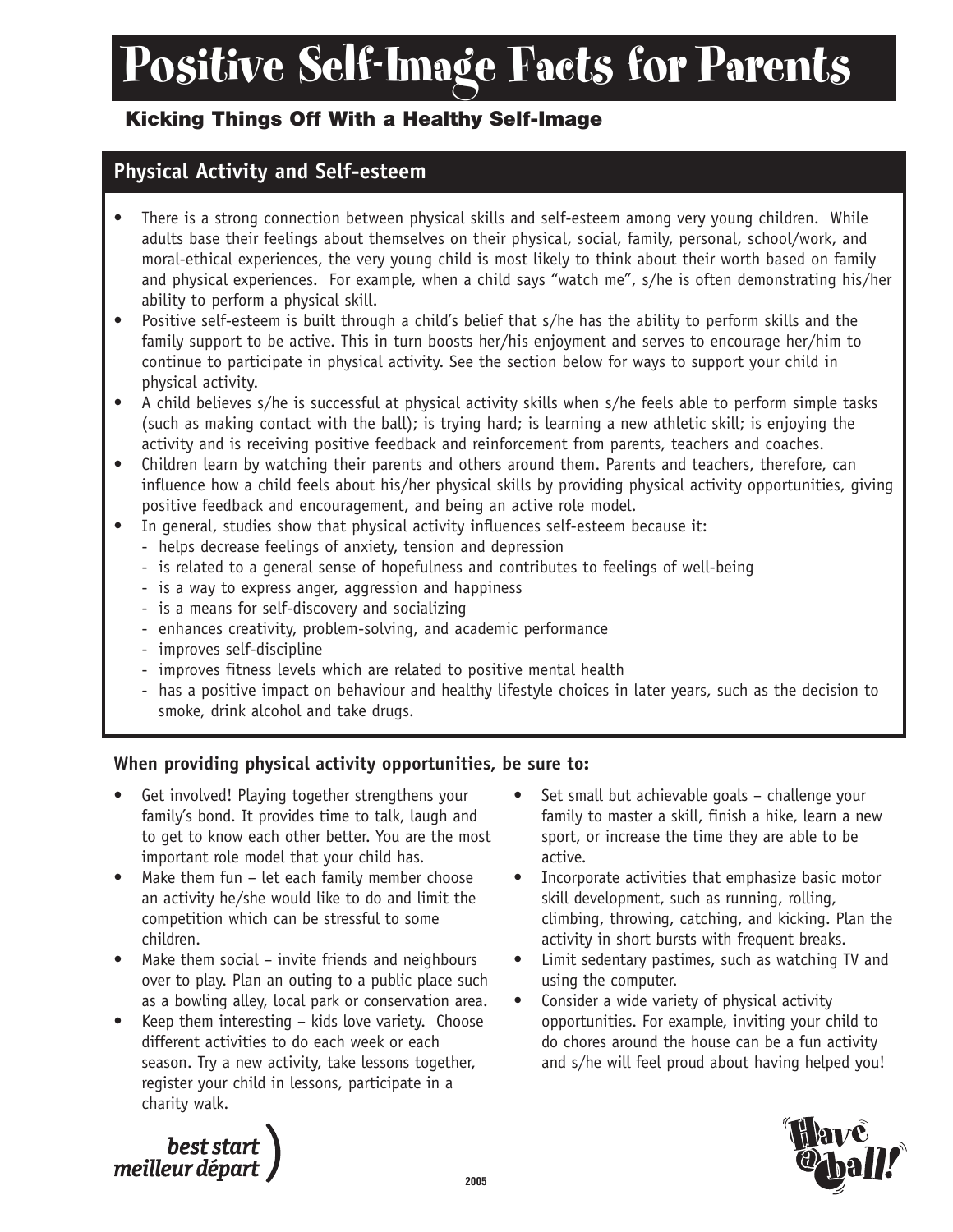# Positive Self-Image Facts for Parents

### Kicking Things Off With a Healthy Self-Image

## Physical Activity and Self-esteem

- There is a strong connection between physical skills and self-esteem among very young children. While adults base their feelings about themselves on their physical, social, family, personal, school/work, and moral-ethical experiences, the very young child is most likely to think about their worth based on family and physical experiences. For example, when a child says "watch me", s/he is often demonstrating his/her ability to perform a physical skill.
- Positive self-esteem is built through a child's belief that s/he has the ability to perform skills and the family support to be active. This in turn boosts her/his enjoyment and serves to encourage her/him to continue to participate in physical activity. See the section below for ways to support your child in physical activity.
- A child believes s/he is successful at physical activity skills when s/he feels able to perform simple tasks (such as making contact with the ball); is trying hard; is learning a new athletic skill; is enjoying the activity and is receiving positive feedback and reinforcement from parents, teachers and coaches.
- Children learn by watching their parents and others around them. Parents and teachers, therefore, can influence how a child feels about his/her physical skills by providing physical activity opportunities, giving positive feedback and encouragement, and being an active role model.
- In general, studies show that physical activity influences self-esteem because it:
  - helps decrease feelings of anxiety, tension and depression
  - is related to a general sense of hopefulness and contributes to feelings of well-being
  - is a way to express anger, aggression and happiness
  - is a means for self-discovery and socializing
  - enhances creativity, problem-solving, and academic performance
  - improves self-discipline
  - improves fitness levels which are related to positive mental health
  - has a positive impact on behaviour and healthy lifestyle choices in later years, such as the decision to smoke, drink alcohol and take drugs.

**When providing physical activity opportunities, be sure to:**

- Get involved! Playing together strengthens your family's bond. It provides time to talk, laugh and to get to know each other better. You are the most important role model that your child has.
- Make them fun – let each family member choose an activity he/she would like to do and limit the competition which can be stressful to some children.
- Make them social – invite friends and neighbours over to play. Plan an outing to a public place such as a bowling alley, local park or conservation area.
- Keep them interesting – kids love variety. Choose different activities to do each week or each season. Try a new activity, take lessons together, register your child in lessons, participate in a charity walk.
- Set small but achievable goals – challenge your family to master a skill, finish a hike, learn a new sport, or increase the time they are able to be active.
- Incorporate activities that emphasize basic motor skill development, such as running, rolling, climbing, throwing, catching, and kicking. Plan the activity in short bursts with frequent breaks.
- Limit sedentary pastimes, such as watching TV and using the computer.
- Consider a wide variety of physical activity opportunities. For example, inviting your child to do chores around the house can be a fun activity and s/he will feel proud about having helped you!

best start meilleur départ

2005

Have a ball!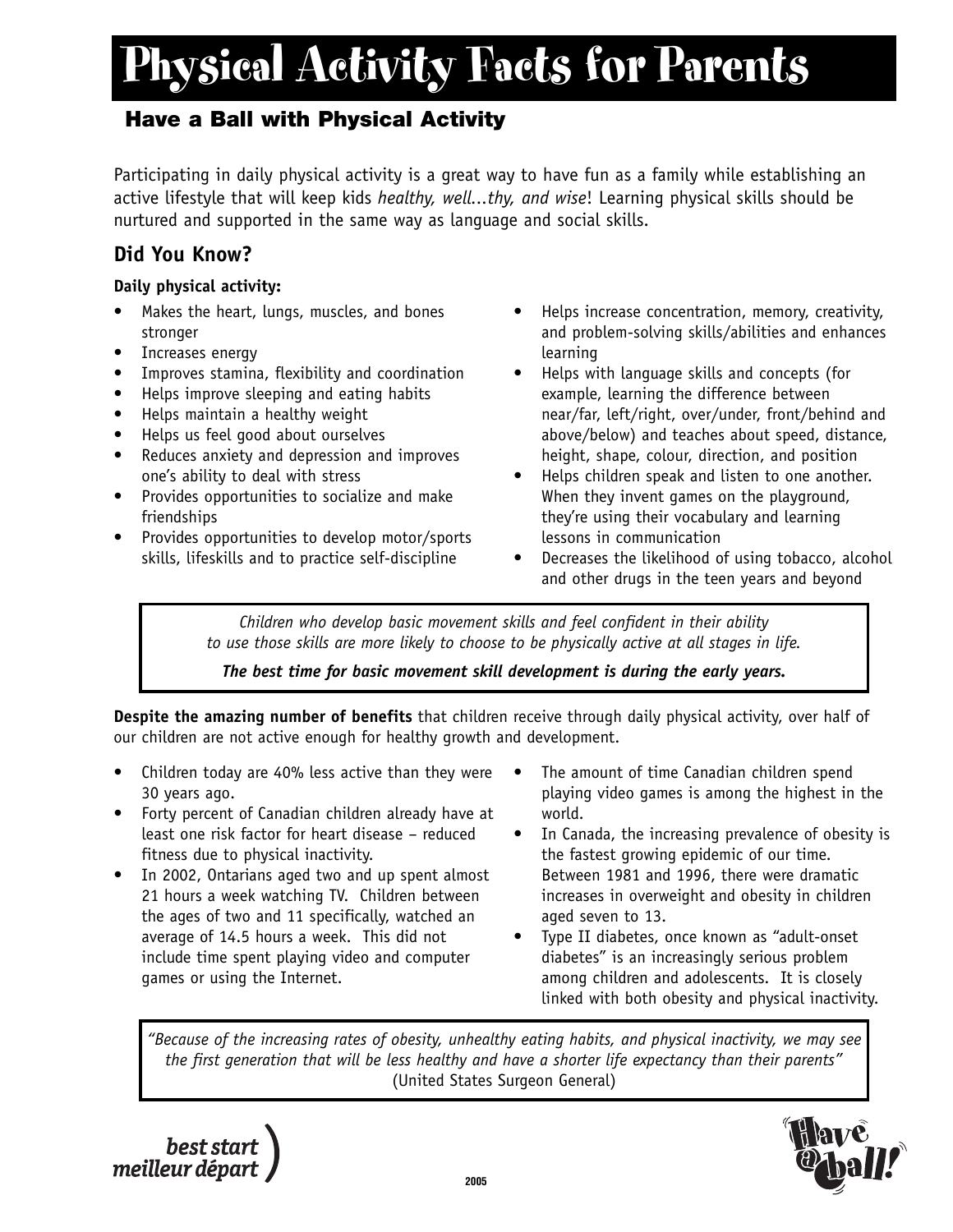# Physical Activity Facts for Parents

## Have a Ball with Physical Activity

Participating in daily physical activity is a great way to have fun as a family while establishing an active lifestyle that will keep kids *healthy, well...thy, and wise*! Learning physical skills should be nurtured and supported in the same way as language and social skills.

### Did You Know?

**Daily physical activity:**

- Makes the heart, lungs, muscles, and bones stronger
- Increases energy
- Improves stamina, flexibility and coordination
- Helps improve sleeping and eating habits
- Helps maintain a healthy weight
- Helps us feel good about ourselves
- Reduces anxiety and depression and improves one's ability to deal with stress
- Provides opportunities to socialize and make friendships
- Provides opportunities to develop motor/sports skills, lifeskills and to practice self-discipline
- Helps increase concentration, memory, creativity, and problem-solving skills/abilities and enhances learning
- Helps with language skills and concepts (for example, learning the difference between near/far, left/right, over/under, front/behind and above/below) and teaches about speed, distance, height, shape, colour, direction, and position
- Helps children speak and listen to one another. When they invent games on the playground, they're using their vocabulary and learning lessons in communication
- Decreases the likelihood of using tobacco, alcohol and other drugs in the teen years and beyond

> *Children who develop basic movement skills and feel confident in their ability to use those skills are more likely to choose to be physically active at all stages in life.*
>
> ***The best time for basic movement skill development is during the early years.***

**Despite the amazing number of benefits** that children receive through daily physical activity, over half of our children are not active enough for healthy growth and development.

- Children today are 40% less active than they were 30 years ago.
- Forty percent of Canadian children already have at least one risk factor for heart disease – reduced fitness due to physical inactivity.
- In 2002, Ontarians aged two and up spent almost 21 hours a week watching TV. Children between the ages of two and 11 specifically, watched an average of 14.5 hours a week. This did not include time spent playing video and computer games or using the Internet.
- The amount of time Canadian children spend playing video games is among the highest in the world.
- In Canada, the increasing prevalence of obesity is the fastest growing epidemic of our time. Between 1981 and 1996, there were dramatic increases in overweight and obesity in children aged seven to 13.
- Type II diabetes, once known as "adult-onset diabetes" is an increasingly serious problem among children and adolescents. It is closely linked with both obesity and physical inactivity.

> *"Because of the increasing rates of obesity, unhealthy eating habits, and physical inactivity, we may see the first generation that will be less healthy and have a shorter life expectancy than their parents"*
> (United States Surgeon General)

best start
meilleur départ

2005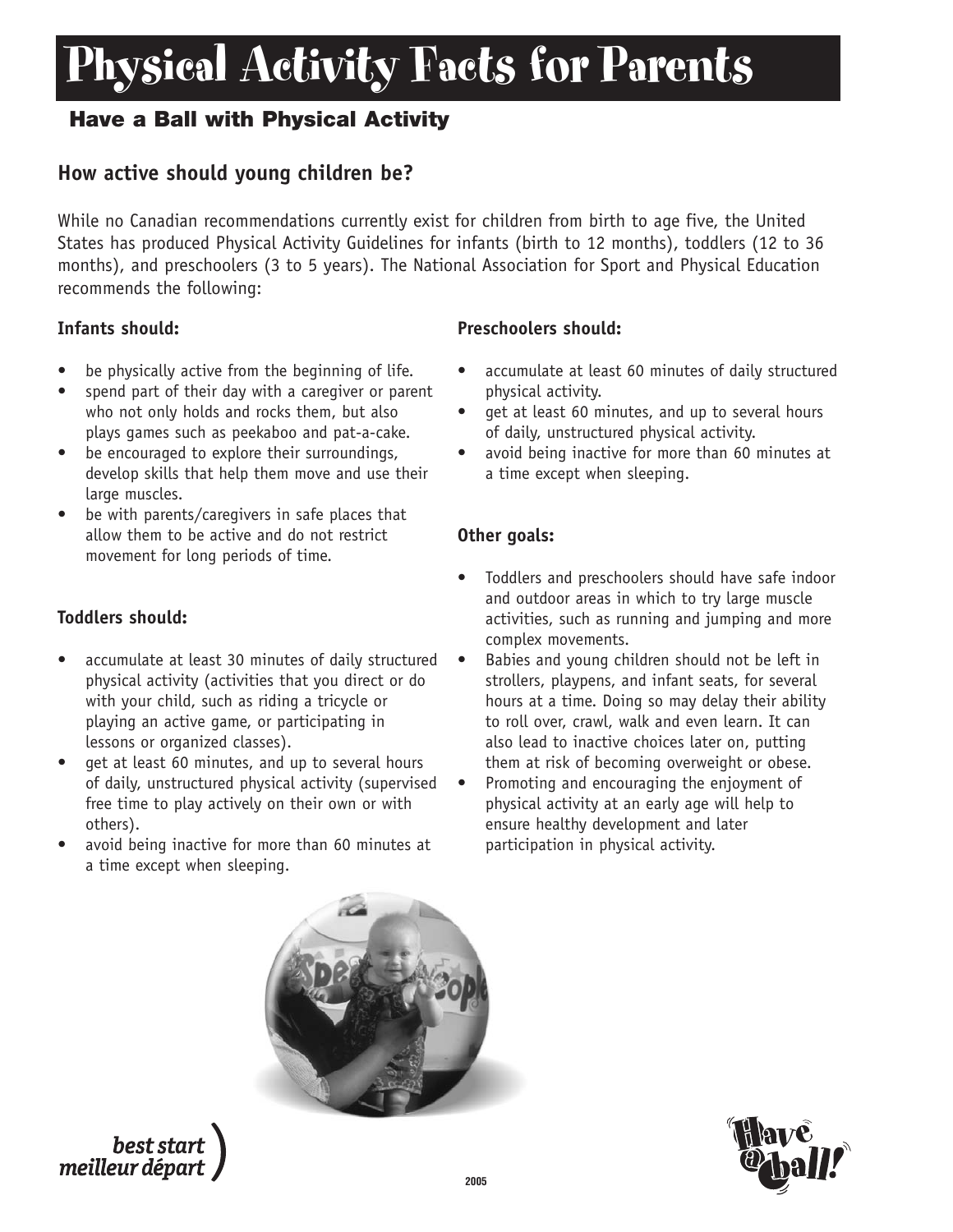# Physical Activity Facts for Parents

## Have a Ball with Physical Activity

### How active should young children be?

While no Canadian recommendations currently exist for children from birth to age five, the United States has produced Physical Activity Guidelines for infants (birth to 12 months), toddlers (12 to 36 months), and preschoolers (3 to 5 years). The National Association for Sport and Physical Education recommends the following:

**Infants should:**

- be physically active from the beginning of life.
- spend part of their day with a caregiver or parent who not only holds and rocks them, but also plays games such as peekaboo and pat-a-cake.
- be encouraged to explore their surroundings, develop skills that help them move and use their large muscles.
- be with parents/caregivers in safe places that allow them to be active and do not restrict movement for long periods of time.

**Toddlers should:**

- accumulate at least 30 minutes of daily structured physical activity (activities that you direct or do with your child, such as riding a tricycle or playing an active game, or participating in lessons or organized classes).
- get at least 60 minutes, and up to several hours of daily, unstructured physical activity (supervised free time to play actively on their own or with others).
- avoid being inactive for more than 60 minutes at a time except when sleeping.

**Preschoolers should:**

- accumulate at least 60 minutes of daily structured physical activity.
- get at least 60 minutes, and up to several hours of daily, unstructured physical activity.
- avoid being inactive for more than 60 minutes at a time except when sleeping.

**Other goals:**

- Toddlers and preschoolers should have safe indoor and outdoor areas in which to try large muscle activities, such as running and jumping and more complex movements.
- Babies and young children should not be left in strollers, playpens, and infant seats, for several hours at a time. Doing so may delay their ability to roll over, crawl, walk and even learn. It can also lead to inactive choices later on, putting them at risk of becoming overweight or obese.
- Promoting and encouraging the enjoyment of physical activity at an early age will help to ensure healthy development and later participation in physical activity.

best start meilleur départ

2005

Have a ball!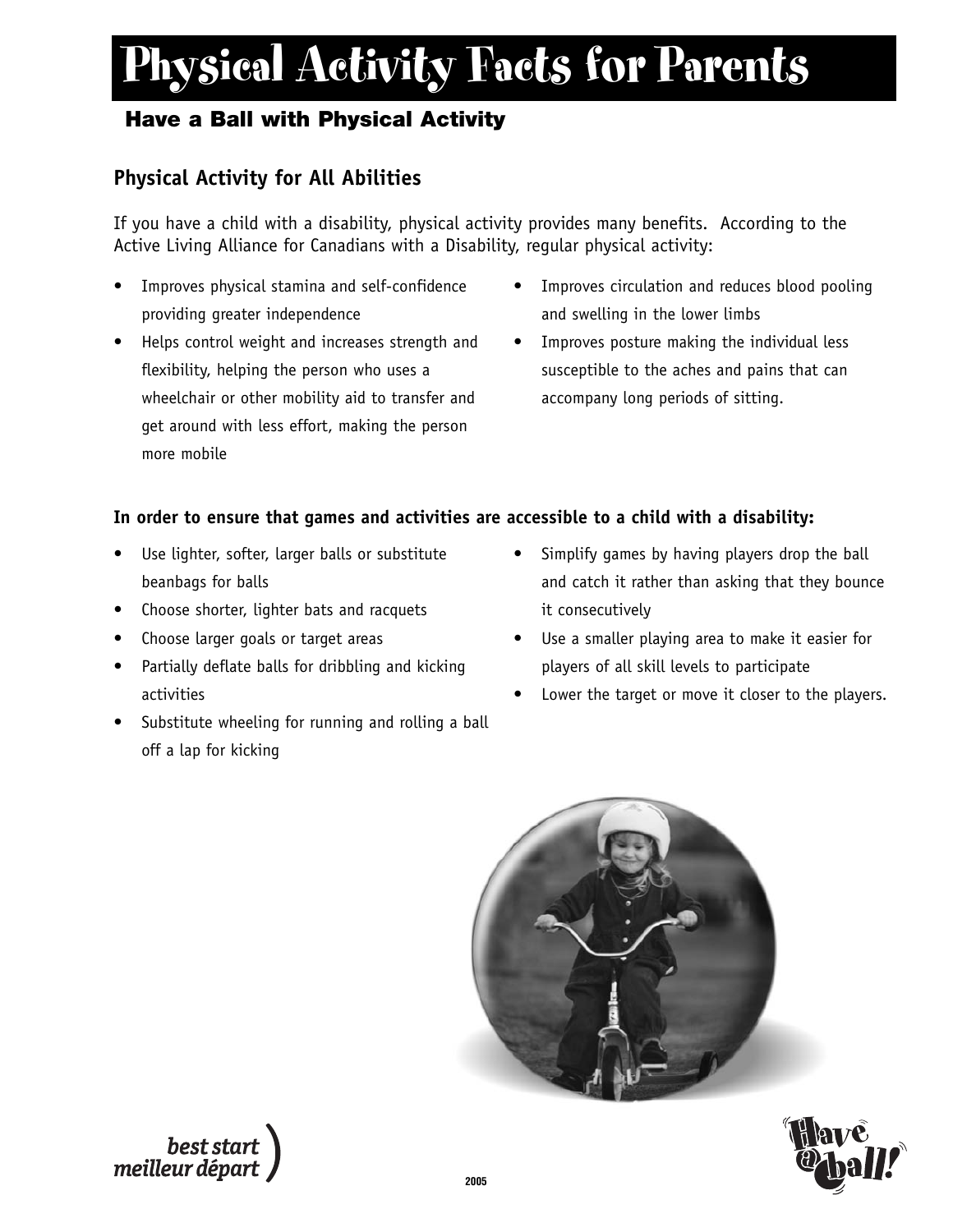# Physical Activity Facts for Parents

## Have a Ball with Physical Activity

### Physical Activity for All Abilities

If you have a child with a disability, physical activity provides many benefits. According to the Active Living Alliance for Canadians with a Disability, regular physical activity:

- Improves physical stamina and self-confidence providing greater independence
- Helps control weight and increases strength and flexibility, helping the person who uses a wheelchair or other mobility aid to transfer and get around with less effort, making the person more mobile
- Improves circulation and reduces blood pooling and swelling in the lower limbs
- Improves posture making the individual less susceptible to the aches and pains that can accompany long periods of sitting.

**In order to ensure that games and activities are accessible to a child with a disability:**

- Use lighter, softer, larger balls or substitute beanbags for balls
- Choose shorter, lighter bats and racquets
- Choose larger goals or target areas
- Partially deflate balls for dribbling and kicking activities
- Substitute wheeling for running and rolling a ball off a lap for kicking
- Simplify games by having players drop the ball and catch it rather than asking that they bounce it consecutively
- Use a smaller playing area to make it easier for players of all skill levels to participate
- Lower the target or move it closer to the players.

best start meilleur départ

2005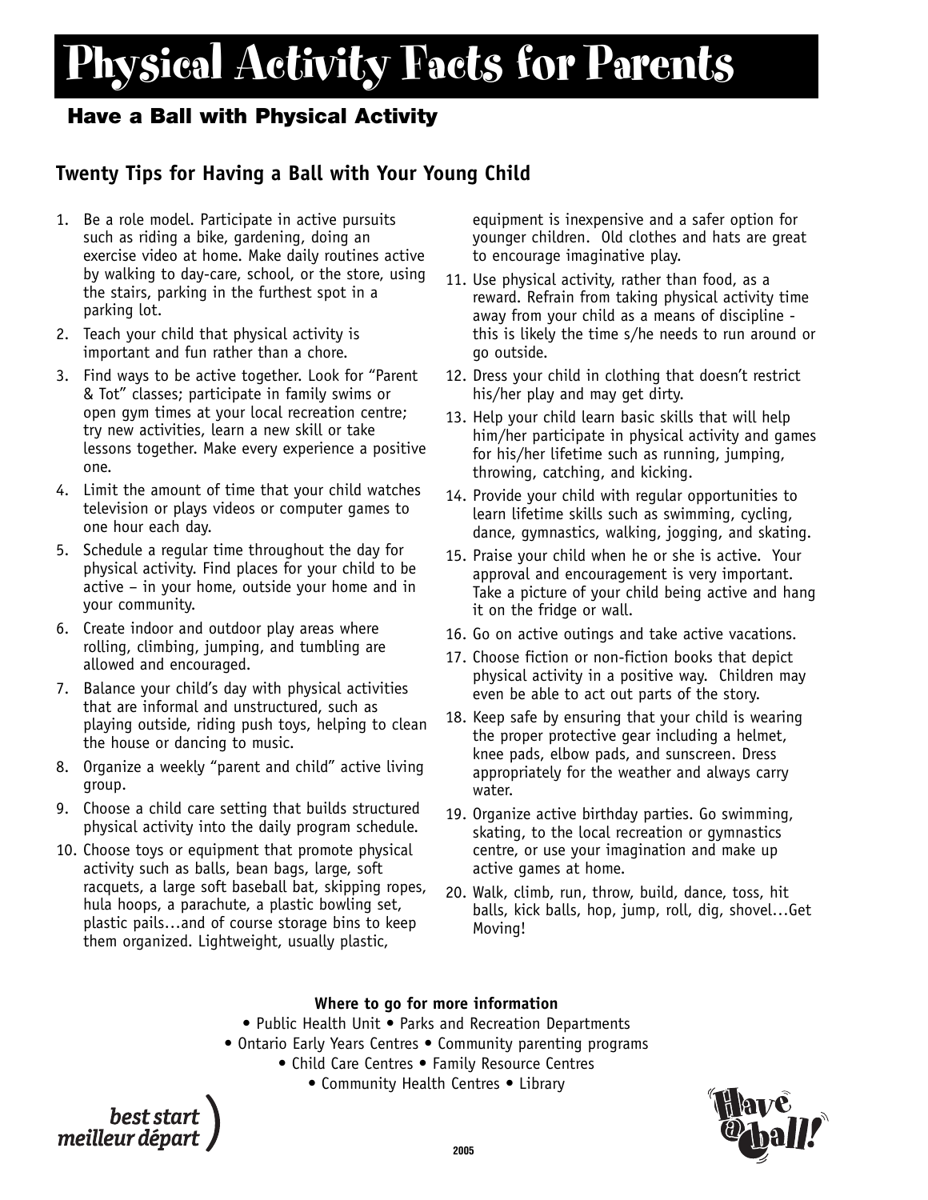# Physical Activity Facts for Parents

## Have a Ball with Physical Activity

### Twenty Tips for Having a Ball with Your Young Child

1. Be a role model. Participate in active pursuits such as riding a bike, gardening, doing an exercise video at home. Make daily routines active by walking to day-care, school, or the store, using the stairs, parking in the furthest spot in a parking lot.
2. Teach your child that physical activity is important and fun rather than a chore.
3. Find ways to be active together. Look for "Parent & Tot" classes; participate in family swims or open gym times at your local recreation centre; try new activities, learn a new skill or take lessons together. Make every experience a positive one.
4. Limit the amount of time that your child watches television or plays videos or computer games to one hour each day.
5. Schedule a regular time throughout the day for physical activity. Find places for your child to be active – in your home, outside your home and in your community.
6. Create indoor and outdoor play areas where rolling, climbing, jumping, and tumbling are allowed and encouraged.
7. Balance your child's day with physical activities that are informal and unstructured, such as playing outside, riding push toys, helping to clean the house or dancing to music.
8. Organize a weekly "parent and child" active living group.
9. Choose a child care setting that builds structured physical activity into the daily program schedule.
10. Choose toys or equipment that promote physical activity such as balls, bean bags, large, soft racquets, a large soft baseball bat, skipping ropes, hula hoops, a parachute, a plastic bowling set, plastic pails…and of course storage bins to keep them organized. Lightweight, usually plastic, equipment is inexpensive and a safer option for younger children. Old clothes and hats are great to encourage imaginative play.
11. Use physical activity, rather than food, as a reward. Refrain from taking physical activity time away from your child as a means of discipline - this is likely the time s/he needs to run around or go outside.
12. Dress your child in clothing that doesn't restrict his/her play and may get dirty.
13. Help your child learn basic skills that will help him/her participate in physical activity and games for his/her lifetime such as running, jumping, throwing, catching, and kicking.
14. Provide your child with regular opportunities to learn lifetime skills such as swimming, cycling, dance, gymnastics, walking, jogging, and skating.
15. Praise your child when he or she is active. Your approval and encouragement is very important. Take a picture of your child being active and hang it on the fridge or wall.
16. Go on active outings and take active vacations.
17. Choose fiction or non-fiction books that depict physical activity in a positive way. Children may even be able to act out parts of the story.
18. Keep safe by ensuring that your child is wearing the proper protective gear including a helmet, knee pads, elbow pads, and sunscreen. Dress appropriately for the weather and always carry water.
19. Organize active birthday parties. Go swimming, skating, to the local recreation or gymnastics centre, or use your imagination and make up active games at home.
20. Walk, climb, run, throw, build, dance, toss, hit balls, kick balls, hop, jump, roll, dig, shovel…Get Moving!

**Where to go for more information**

• Public Health Unit • Parks and Recreation Departments
• Ontario Early Years Centres • Community parenting programs
• Child Care Centres • Family Resource Centres
• Community Health Centres • Library

best start meilleur départ

2005

Have a ball!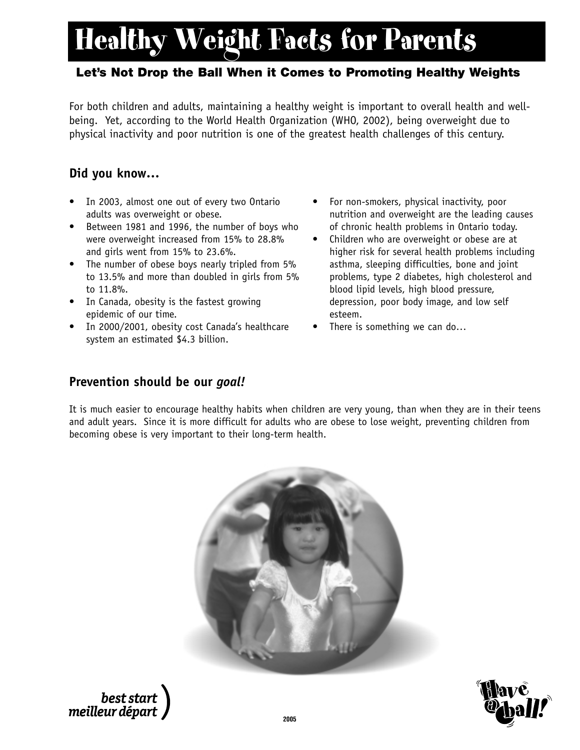# Healthy Weight Facts for Parents

### Let's Not Drop the Ball When it Comes to Promoting Healthy Weights

For both children and adults, maintaining a healthy weight is important to overall health and well-being. Yet, according to the World Health Organization (WHO, 2002), being overweight due to physical inactivity and poor nutrition is one of the greatest health challenges of this century.

## Did you know…

- In 2003, almost one out of every two Ontario adults was overweight or obese.
- Between 1981 and 1996, the number of boys who were overweight increased from 15% to 28.8% and girls went from 15% to 23.6%.
- The number of obese boys nearly tripled from 5% to 13.5% and more than doubled in girls from 5% to 11.8%.
- In Canada, obesity is the fastest growing epidemic of our time.
- In 2000/2001, obesity cost Canada's healthcare system an estimated $4.3 billion.
- For non-smokers, physical inactivity, poor nutrition and overweight are the leading causes of chronic health problems in Ontario today.
- Children who are overweight or obese are at higher risk for several health problems including asthma, sleeping difficulties, bone and joint problems, type 2 diabetes, high cholesterol and blood lipid levels, high blood pressure, depression, poor body image, and low self esteem.
- There is something we can do…

## Prevention should be our *goal!*

It is much easier to encourage healthy habits when children are very young, than when they are in their teens and adult years. Since it is more difficult for adults who are obese to lose weight, preventing children from becoming obese is very important to their long-term health.

best start
meilleur départ

2005

Have a ball!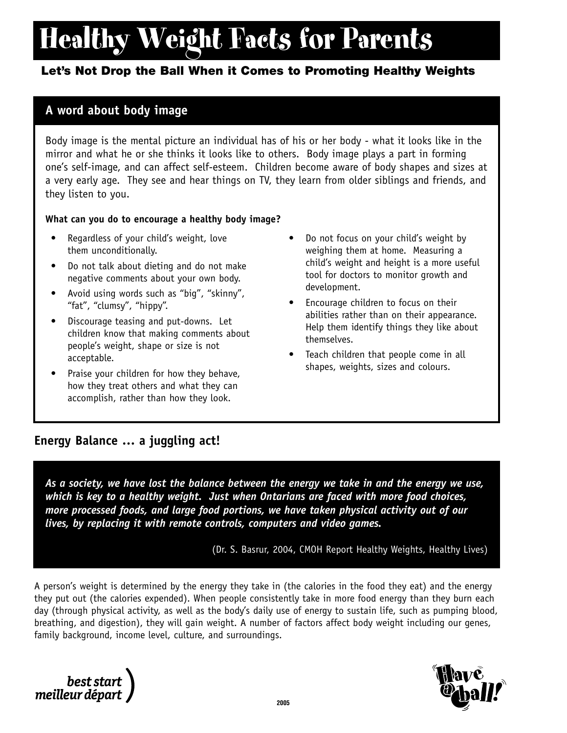# Healthy Weight Facts for Parents

**Let's Not Drop the Ball When it Comes to Promoting Healthy Weights**

## A word about body image

Body image is the mental picture an individual has of his or her body - what it looks like in the mirror and what he or she thinks it looks like to others. Body image plays a part in forming one's self-image, and can affect self-esteem. Children become aware of body shapes and sizes at a very early age. They see and hear things on TV, they learn from older siblings and friends, and they listen to you.

**What can you do to encourage a healthy body image?**

- Regardless of your child's weight, love them unconditionally.
- Do not talk about dieting and do not make negative comments about your own body.
- Avoid using words such as "big", "skinny", "fat", "clumsy", "hippy".
- Discourage teasing and put-downs. Let children know that making comments about people's weight, shape or size is not acceptable.
- Praise your children for how they behave, how they treat others and what they can accomplish, rather than how they look.
- Do not focus on your child's weight by weighing them at home. Measuring a child's weight and height is a more useful tool for doctors to monitor growth and development.
- Encourage children to focus on their abilities rather than on their appearance. Help them identify things they like about themselves.
- Teach children that people come in all shapes, weights, sizes and colours.

## Energy Balance ... a juggling act!

***As a society, we have lost the balance between the energy we take in and the energy we use, which is key to a healthy weight. Just when Ontarians are faced with more food choices, more processed foods, and large food portions, we have taken physical activity out of our lives, by replacing it with remote controls, computers and video games.***

(Dr. S. Basrur, 2004, CMOH Report Healthy Weights, Healthy Lives)

A person's weight is determined by the energy they take in (the calories in the food they eat) and the energy they put out (the calories expended). When people consistently take in more food energy than they burn each day (through physical activity, as well as the body's daily use of energy to sustain life, such as pumping blood, breathing, and digestion), they will gain weight. A number of factors affect body weight including our genes, family background, income level, culture, and surroundings.

best start meilleur départ

2005

Have @ ball!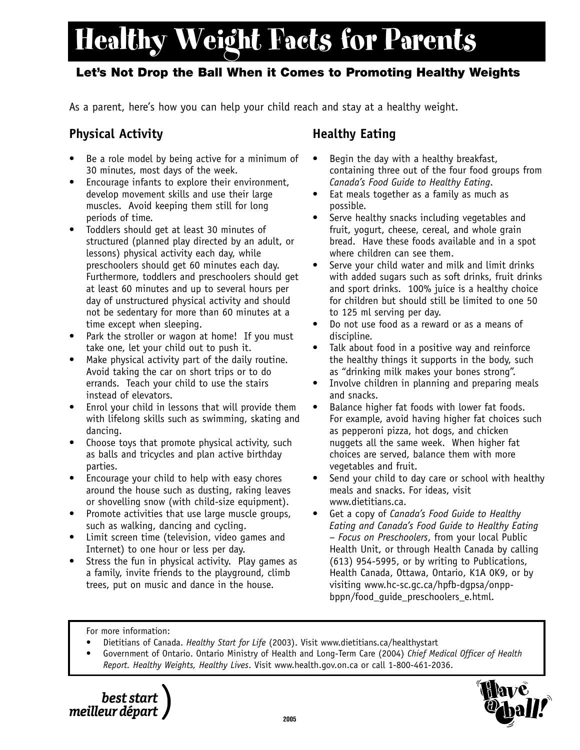# Healthy Weight Facts for Parents

## Let's Not Drop the Ball When it Comes to Promoting Healthy Weights

As a parent, here's how you can help your child reach and stay at a healthy weight.

### Physical Activity

- Be a role model by being active for a minimum of 30 minutes, most days of the week.
- Encourage infants to explore their environment, develop movement skills and use their large muscles. Avoid keeping them still for long periods of time.
- Toddlers should get at least 30 minutes of structured (planned play directed by an adult, or lessons) physical activity each day, while preschoolers should get 60 minutes each day. Furthermore, toddlers and preschoolers should get at least 60 minutes and up to several hours per day of unstructured physical activity and should not be sedentary for more than 60 minutes at a time except when sleeping.
- Park the stroller or wagon at home! If you must take one, let your child out to push it.
- Make physical activity part of the daily routine. Avoid taking the car on short trips or to do errands. Teach your child to use the stairs instead of elevators.
- Enrol your child in lessons that will provide them with lifelong skills such as swimming, skating and dancing.
- Choose toys that promote physical activity, such as balls and tricycles and plan active birthday parties.
- Encourage your child to help with easy chores around the house such as dusting, raking leaves or shovelling snow (with child-size equipment).
- Promote activities that use large muscle groups, such as walking, dancing and cycling.
- Limit screen time (television, video games and Internet) to one hour or less per day.
- Stress the fun in physical activity. Play games as a family, invite friends to the playground, climb trees, put on music and dance in the house.

### Healthy Eating

- Begin the day with a healthy breakfast, containing three out of the four food groups from *Canada's Food Guide to Healthy Eating*.
- Eat meals together as a family as much as possible.
- Serve healthy snacks including vegetables and fruit, yogurt, cheese, cereal, and whole grain bread. Have these foods available and in a spot where children can see them.
- Serve your child water and milk and limit drinks with added sugars such as soft drinks, fruit drinks and sport drinks. 100% juice is a healthy choice for children but should still be limited to one 50 to 125 ml serving per day.
- Do not use food as a reward or as a means of discipline.
- Talk about food in a positive way and reinforce the healthy things it supports in the body, such as "drinking milk makes your bones strong".
- Involve children in planning and preparing meals and snacks.
- Balance higher fat foods with lower fat foods. For example, avoid having higher fat choices such as pepperoni pizza, hot dogs, and chicken nuggets all the same week. When higher fat choices are served, balance them with more vegetables and fruit.
- Send your child to day care or school with healthy meals and snacks. For ideas, visit www.dietitians.ca.
- Get a copy of *Canada's Food Guide to Healthy Eating and Canada's Food Guide to Healthy Eating – Focus on Preschoolers*, from your local Public Health Unit, or through Health Canada by calling (613) 954-5995, or by writing to Publications, Health Canada, Ottawa, Ontario, K1A 0K9, or by visiting www.hc-sc.gc.ca/hpfb-dgpsa/onpp-bppn/food_guide_preschoolers_e.html.

For more information:

- Dietitians of Canada. *Healthy Start for Life* (2003). Visit www.dietitians.ca/healthystart
- Government of Ontario. Ontario Ministry of Health and Long-Term Care (2004) *Chief Medical Officer of Health Report. Healthy Weights, Healthy Lives*. Visit www.health.gov.on.ca or call 1-800-461-2036.

best start
meilleur départ

2005

Have a ball!